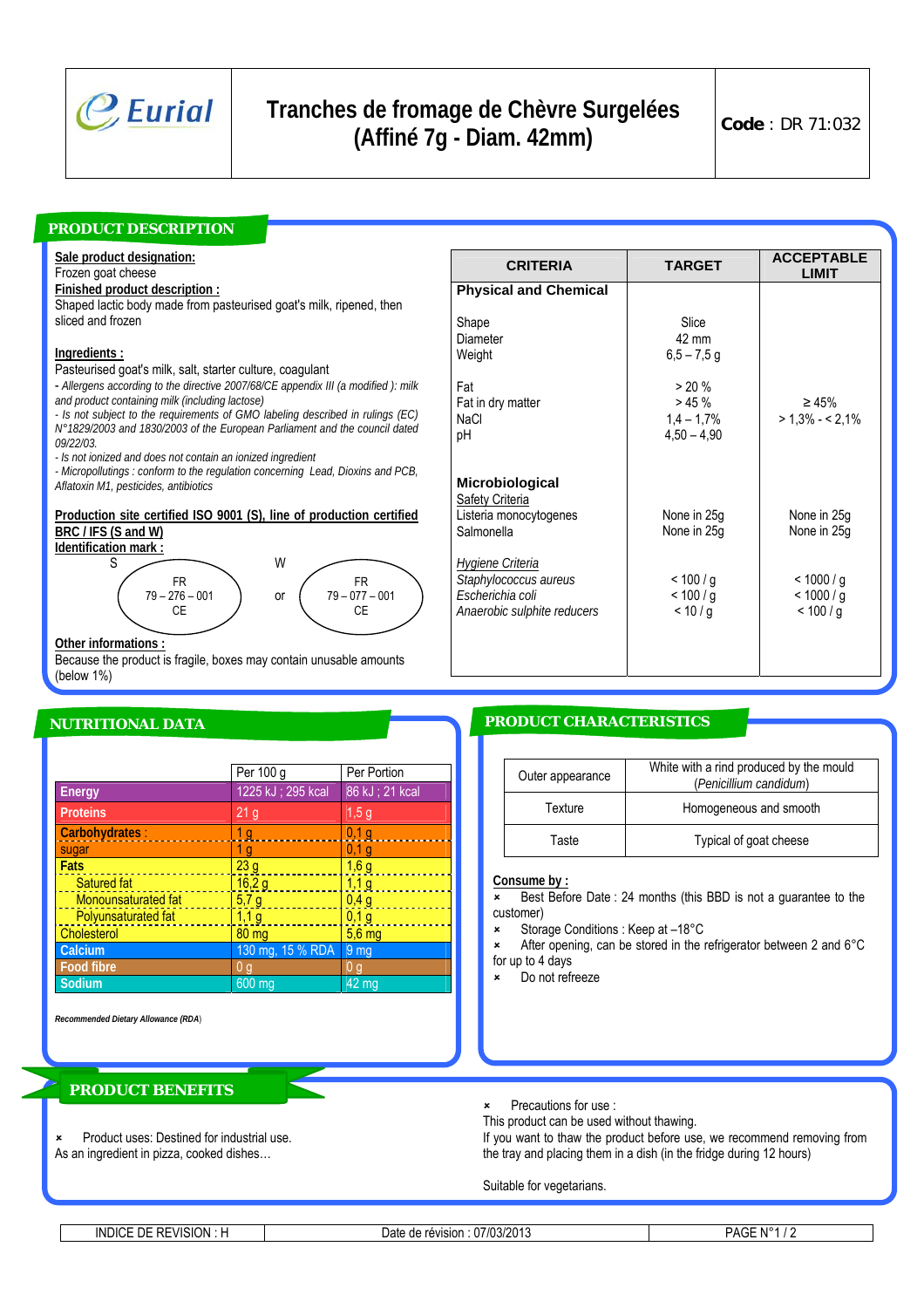| Eurial | Tranches de fromage de Chèvre Surgelées (Affiné 7g - Diam. 42mm) | **Code** : DR 71:032 |
|---|---|---|

## PRODUCT DESCRIPTION

**Sale product designation:**
Frozen goat cheese

**Finished product description :**
Shaped lactic body made from pasteurised goat's milk, ripened, then sliced and frozen

**Ingredients :**
Pasteurised goat's milk, salt, starter culture, coagulant

*- Allergens according to the directive 2007/68/CE appendix III (a modified ): milk and product containing milk (including lactose)*
*- Is not subject to the requirements of GMO labeling described in rulings (EC) N°1829/2003 and 1830/2003 of the European Parliament and the council dated 09/22/03.*
*- Is not ionized and does not contain an ionized ingredient*
*- Micropollutings : conform to the regulation concerning Lead, Dioxins and PCB, Aflatoxin M1, pesticides, antibiotics*

**Production site certified ISO 9001 (S), line of production certified BRC / IFS (S and W)**

**Identification mark :**

S: FR 79 – 276 – 001 CE

or

W: FR 79 – 077 – 001 CE

**Other informations :**
Because the product is fragile, boxes may contain unusable amounts (below 1%)

| CRITERIA | TARGET | ACCEPTABLE LIMIT |
|---|---|---|
| **Physical and Chemical** | | |
| Shape | Slice | |
| Diameter | 42 mm | |
| Weight | 6,5 – 7,5 g | |
| Fat | > 20 % | |
| Fat in dry matter | > 45 % | ≥ 45% |
| NaCl | 1,4 – 1,7% | > 1,3% - < 2,1% |
| pH | 4,50 – 4,90 | |
| **Microbiological** | | |
| Safety Criteria | | |
| Listeria monocytogenes | None in 25g | None in 25g |
| Salmonella | None in 25g | None in 25g |
| *Hygiene Criteria* | | |
| *Staphylococcus aureus* | < 100 / g | < 1000 / g |
| *Escherichia coli* | < 100 / g | < 1000 / g |
| *Anaerobic sulphite reducers* | < 10 / g | < 100 / g |

## NUTRITIONAL DATA

| | Per 100 g | Per Portion |
|---|---|---|
| **Energy** | 1225 kJ ; 295 kcal | 86 kJ ; 21 kcal |
| **Proteins** | 21 g | 1,5 g |
| **Carbohydrates :** | 1 g | 0,1 g |
| sugar | 1 g | 0,1 g |
| **Fats** | 23 g | 1,6 g |
| Satured fat | 16,2 g | 1,1 g |
| Monounsaturated fat | 5,7 g | 0,4 g |
| Polyunsaturated fat | 1,1 g | 0,1 g |
| Cholesterol | 80 mg | 5,6 mg |
| **Calcium** | 130 mg, 15 % RDA | 9 mg |
| **Food fibre** | 0 g | 0 g |
| **Sodium** | 600 mg | 42 mg |

***Recommended Dietary Allowance (RDA)***

## PRODUCT CHARACTERISTICS

| | |
|---|---|
| Outer appearance | White with a rind produced by the mould (*Penicillium candidum*) |
| Texture | Homogeneous and smooth |
| Taste | Typical of goat cheese |

**Consume by :**

- Best Before Date : 24 months (this BBD is not a guarantee to the customer)
- Storage Conditions : Keep at –18°C
- After opening, can be stored in the refrigerator between 2 and 6°C for up to 4 days
- Do not refreeze

## PRODUCT BENEFITS

- Product uses: Destined for industrial use.
As an ingredient in pizza, cooked dishes…

- Precautions for use :
This product can be used without thawing.
If you want to thaw the product before use, we recommend removing from the tray and placing them in a dish (in the fridge during 12 hours)

Suitable for vegetarians.

| INDICE DE REVISION : H | Date de révision : 07/03/2013 | PAGE N°1 / 2 |
|---|---|---|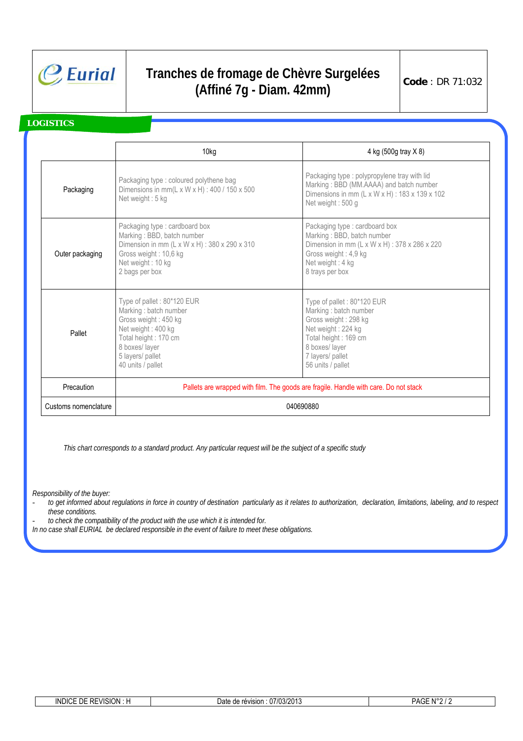Eurial

# Tranches de fromage de Chèvre Surgelées (Affiné 7g - Diam. 42mm)

**Code** : DR 71:032

## LOGISTICS

| | 10kg | 4 kg (500g tray X 8) |
|---|---|---|
| Packaging | Packaging type : coloured polythene bag<br>Dimensions in mm(L x W x H) : 400 / 150 x 500<br>Net weight : 5 kg | Packaging type : polypropylene tray with lid<br>Marking : BBD (MM.AAAA) and batch number<br>Dimensions in mm (L x W x H) : 183 x 139 x 102<br>Net weight : 500 g |
| Outer packaging | Packaging type : cardboard box<br>Marking : BBD, batch number<br>Dimension in mm (L x W x H) : 380 x 290 x 310<br>Gross weight : 10,6 kg<br>Net weight : 10 kg<br>2 bags per box | Packaging type : cardboard box<br>Marking : BBD, batch number<br>Dimension in mm (L x W x H) : 378 x 286 x 220<br>Gross weight : 4,9 kg<br>Net weight : 4 kg<br>8 trays per box |
| Pallet | Type of pallet : 80*120 EUR<br>Marking : batch number<br>Gross weight : 450 kg<br>Net weight : 400 kg<br>Total height : 170 cm<br>8 boxes/ layer<br>5 layers/ pallet<br>40 units / pallet | Type of pallet : 80*120 EUR<br>Marking : batch number<br>Gross weight : 298 kg<br>Net weight : 224 kg<br>Total height : 169 cm<br>8 boxes/ layer<br>7 layers/ pallet<br>56 units / pallet |
| Precaution | Pallets are wrapped with film. The goods are fragile. Handle with care. Do not stack | |
| Customs nomenclature | 040690880 | |

*This chart corresponds to a standard product. Any particular request will be the subject of a specific study*

*Responsibility of the buyer:*

- *to get informed about regulations in force in country of destination particularly as it relates to authorization, declaration, limitations, labeling, and to respect these conditions.*
- *to check the compatibility of the product with the use which it is intended for.*

*In no case shall EURIAL be declared responsible in the event of failure to meet these obligations.*

| INDICE DE REVISION : H | Date de révision : 07/03/2013 |
|---|---|